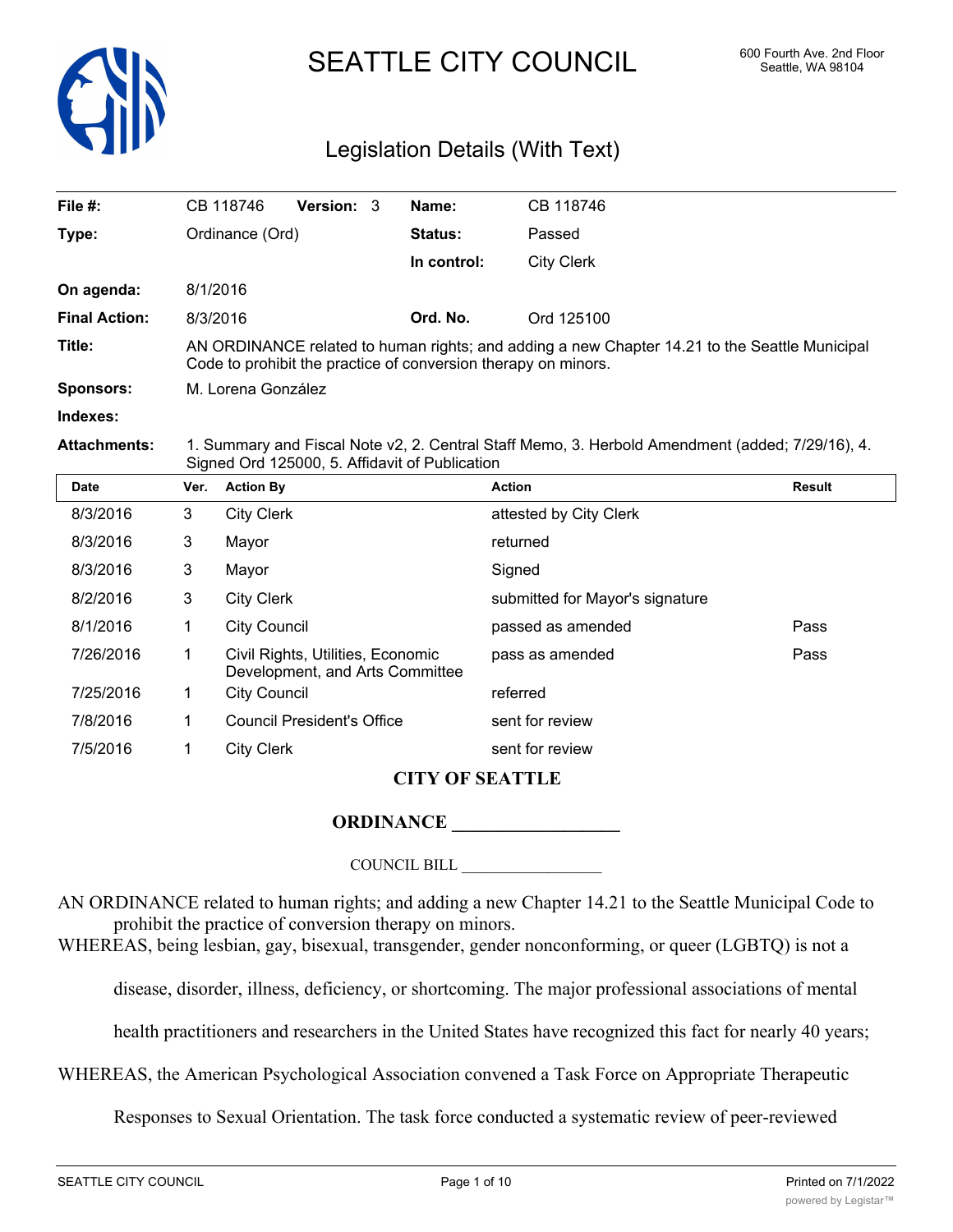# SEATTLE CITY COUNCIL

600 Fourth Ave. 2nd Floor
Seattle, WA 98104

## Legislation Details (With Text)

| | | | |
|---|---|---|---|
| **File #:** | CB 118746 **Version:** 3 | **Name:** | CB 118746 |
| **Type:** | Ordinance (Ord) | **Status:** | Passed |
| | | **In control:** | City Clerk |
| **On agenda:** | 8/1/2016 | | |
| **Final Action:** | 8/3/2016 | **Ord. No.** | Ord 125100 |

**Title:** AN ORDINANCE related to human rights; and adding a new Chapter 14.21 to the Seattle Municipal Code to prohibit the practice of conversion therapy on minors.

**Sponsors:** M. Lorena González

**Indexes:**

**Attachments:** 1. Summary and Fiscal Note v2, 2. Central Staff Memo, 3. Herbold Amendment (added; 7/29/16), 4. Signed Ord 125000, 5. Affidavit of Publication

| Date | Ver. | Action By | Action | Result |
|---|---|---|---|---|
| 8/3/2016 | 3 | City Clerk | attested by City Clerk | |
| 8/3/2016 | 3 | Mayor | returned | |
| 8/3/2016 | 3 | Mayor | Signed | |
| 8/2/2016 | 3 | City Clerk | submitted for Mayor's signature | |
| 8/1/2016 | 1 | City Council | passed as amended | Pass |
| 7/26/2016 | 1 | Civil Rights, Utilities, Economic Development, and Arts Committee | pass as amended | Pass |
| 7/25/2016 | 1 | City Council | referred | |
| 7/8/2016 | 1 | Council President's Office | sent for review | |
| 7/5/2016 | 1 | City Clerk | sent for review | |

**CITY OF SEATTLE**

**ORDINANCE __________________**

COUNCIL BILL __________________

AN ORDINANCE related to human rights; and adding a new Chapter 14.21 to the Seattle Municipal Code to prohibit the practice of conversion therapy on minors.

WHEREAS, being lesbian, gay, bisexual, transgender, gender nonconforming, or queer (LGBTQ) is not a disease, disorder, illness, deficiency, or shortcoming. The major professional associations of mental health practitioners and researchers in the United States have recognized this fact for nearly 40 years;

WHEREAS, the American Psychological Association convened a Task Force on Appropriate Therapeutic Responses to Sexual Orientation. The task force conducted a systematic review of peer-reviewed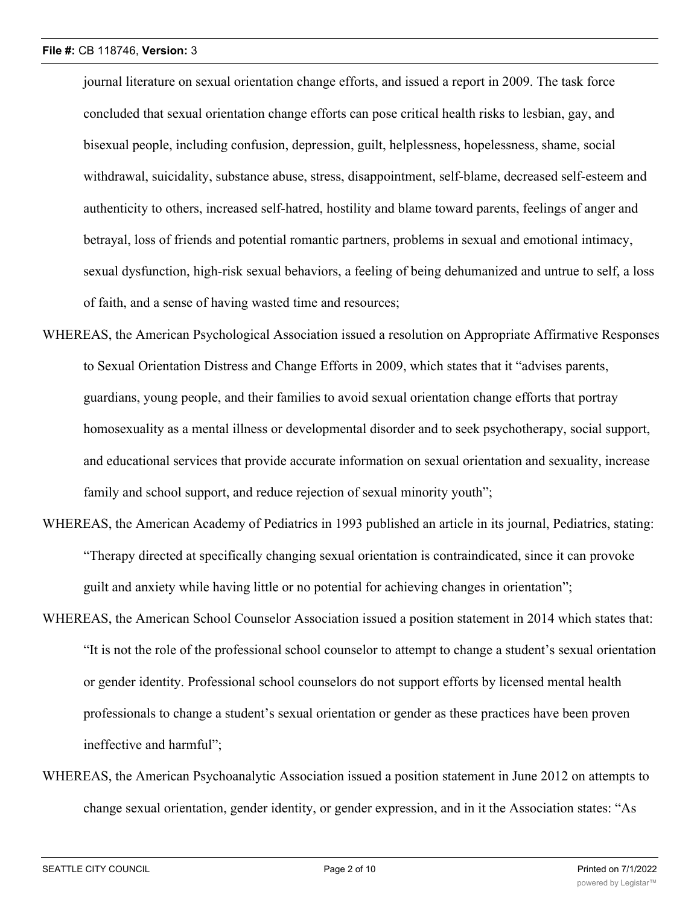journal literature on sexual orientation change efforts, and issued a report in 2009. The task force concluded that sexual orientation change efforts can pose critical health risks to lesbian, gay, and bisexual people, including confusion, depression, guilt, helplessness, hopelessness, shame, social withdrawal, suicidality, substance abuse, stress, disappointment, self-blame, decreased self-esteem and authenticity to others, increased self-hatred, hostility and blame toward parents, feelings of anger and betrayal, loss of friends and potential romantic partners, problems in sexual and emotional intimacy, sexual dysfunction, high-risk sexual behaviors, a feeling of being dehumanized and untrue to self, a loss of faith, and a sense of having wasted time and resources;

WHEREAS, the American Psychological Association issued a resolution on Appropriate Affirmative Responses to Sexual Orientation Distress and Change Efforts in 2009, which states that it "advises parents, guardians, young people, and their families to avoid sexual orientation change efforts that portray homosexuality as a mental illness or developmental disorder and to seek psychotherapy, social support, and educational services that provide accurate information on sexual orientation and sexuality, increase family and school support, and reduce rejection of sexual minority youth";

WHEREAS, the American Academy of Pediatrics in 1993 published an article in its journal, Pediatrics, stating: "Therapy directed at specifically changing sexual orientation is contraindicated, since it can provoke guilt and anxiety while having little or no potential for achieving changes in orientation";

WHEREAS, the American School Counselor Association issued a position statement in 2014 which states that: "It is not the role of the professional school counselor to attempt to change a student's sexual orientation or gender identity. Professional school counselors do not support efforts by licensed mental health professionals to change a student's sexual orientation or gender as these practices have been proven ineffective and harmful";

WHEREAS, the American Psychoanalytic Association issued a position statement in June 2012 on attempts to change sexual orientation, gender identity, or gender expression, and in it the Association states: "As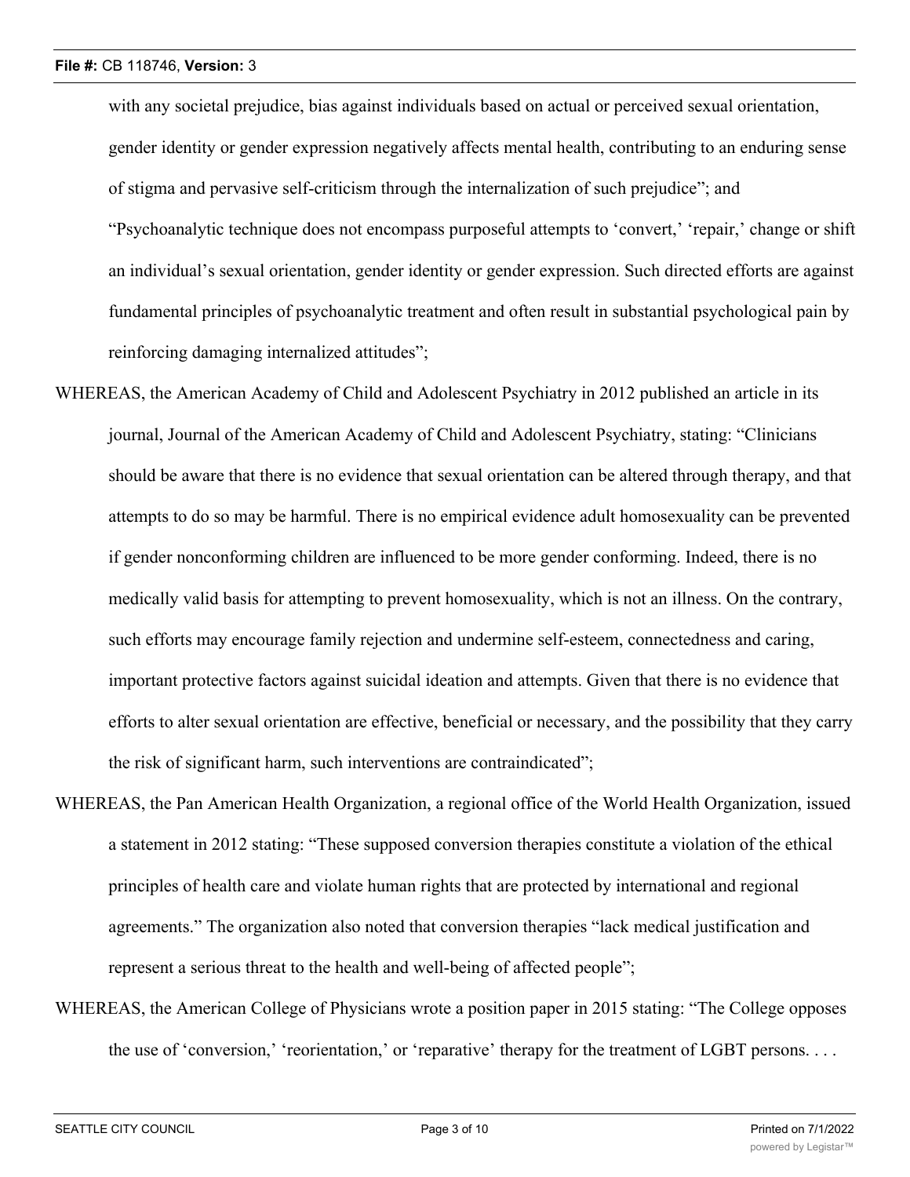with any societal prejudice, bias against individuals based on actual or perceived sexual orientation, gender identity or gender expression negatively affects mental health, contributing to an enduring sense of stigma and pervasive self-criticism through the internalization of such prejudice"; and "Psychoanalytic technique does not encompass purposeful attempts to 'convert,' 'repair,' change or shift an individual's sexual orientation, gender identity or gender expression. Such directed efforts are against fundamental principles of psychoanalytic treatment and often result in substantial psychological pain by reinforcing damaging internalized attitudes";

WHEREAS, the American Academy of Child and Adolescent Psychiatry in 2012 published an article in its journal, Journal of the American Academy of Child and Adolescent Psychiatry, stating: "Clinicians should be aware that there is no evidence that sexual orientation can be altered through therapy, and that attempts to do so may be harmful. There is no empirical evidence adult homosexuality can be prevented if gender nonconforming children are influenced to be more gender conforming. Indeed, there is no medically valid basis for attempting to prevent homosexuality, which is not an illness. On the contrary, such efforts may encourage family rejection and undermine self-esteem, connectedness and caring, important protective factors against suicidal ideation and attempts. Given that there is no evidence that efforts to alter sexual orientation are effective, beneficial or necessary, and the possibility that they carry the risk of significant harm, such interventions are contraindicated";

WHEREAS, the Pan American Health Organization, a regional office of the World Health Organization, issued a statement in 2012 stating: "These supposed conversion therapies constitute a violation of the ethical principles of health care and violate human rights that are protected by international and regional agreements." The organization also noted that conversion therapies "lack medical justification and represent a serious threat to the health and well-being of affected people";

WHEREAS, the American College of Physicians wrote a position paper in 2015 stating: "The College opposes the use of 'conversion,' 'reorientation,' or 'reparative' therapy for the treatment of LGBT persons. . . .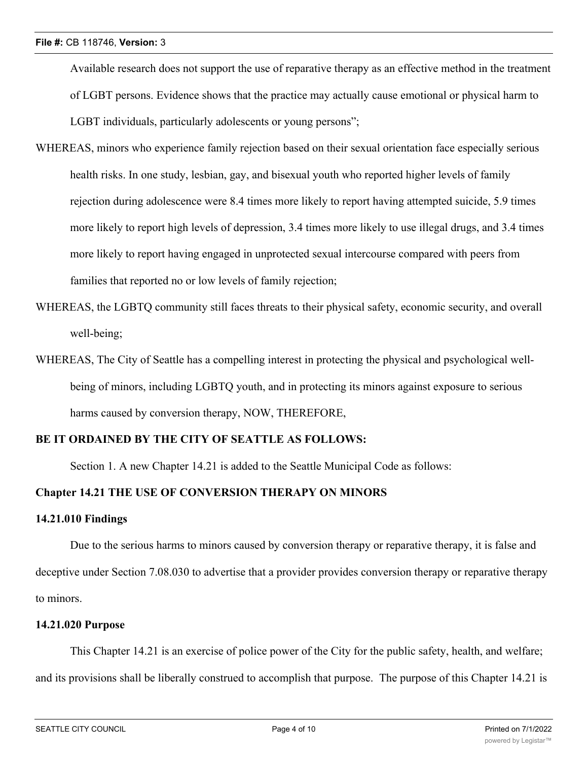Available research does not support the use of reparative therapy as an effective method in the treatment of LGBT persons. Evidence shows that the practice may actually cause emotional or physical harm to LGBT individuals, particularly adolescents or young persons";

WHEREAS, minors who experience family rejection based on their sexual orientation face especially serious health risks. In one study, lesbian, gay, and bisexual youth who reported higher levels of family rejection during adolescence were 8.4 times more likely to report having attempted suicide, 5.9 times more likely to report high levels of depression, 3.4 times more likely to use illegal drugs, and 3.4 times more likely to report having engaged in unprotected sexual intercourse compared with peers from families that reported no or low levels of family rejection;

WHEREAS, the LGBTQ community still faces threats to their physical safety, economic security, and overall well-being;

WHEREAS, The City of Seattle has a compelling interest in protecting the physical and psychological well-being of minors, including LGBTQ youth, and in protecting its minors against exposure to serious harms caused by conversion therapy, NOW, THEREFORE,

**BE IT ORDAINED BY THE CITY OF SEATTLE AS FOLLOWS:**

Section 1. A new Chapter 14.21 is added to the Seattle Municipal Code as follows:

**Chapter 14.21 THE USE OF CONVERSION THERAPY ON MINORS**

**14.21.010 Findings**

Due to the serious harms to minors caused by conversion therapy or reparative therapy, it is false and deceptive under Section 7.08.030 to advertise that a provider provides conversion therapy or reparative therapy to minors.

**14.21.020 Purpose**

This Chapter 14.21 is an exercise of police power of the City for the public safety, health, and welfare; and its provisions shall be liberally construed to accomplish that purpose. The purpose of this Chapter 14.21 is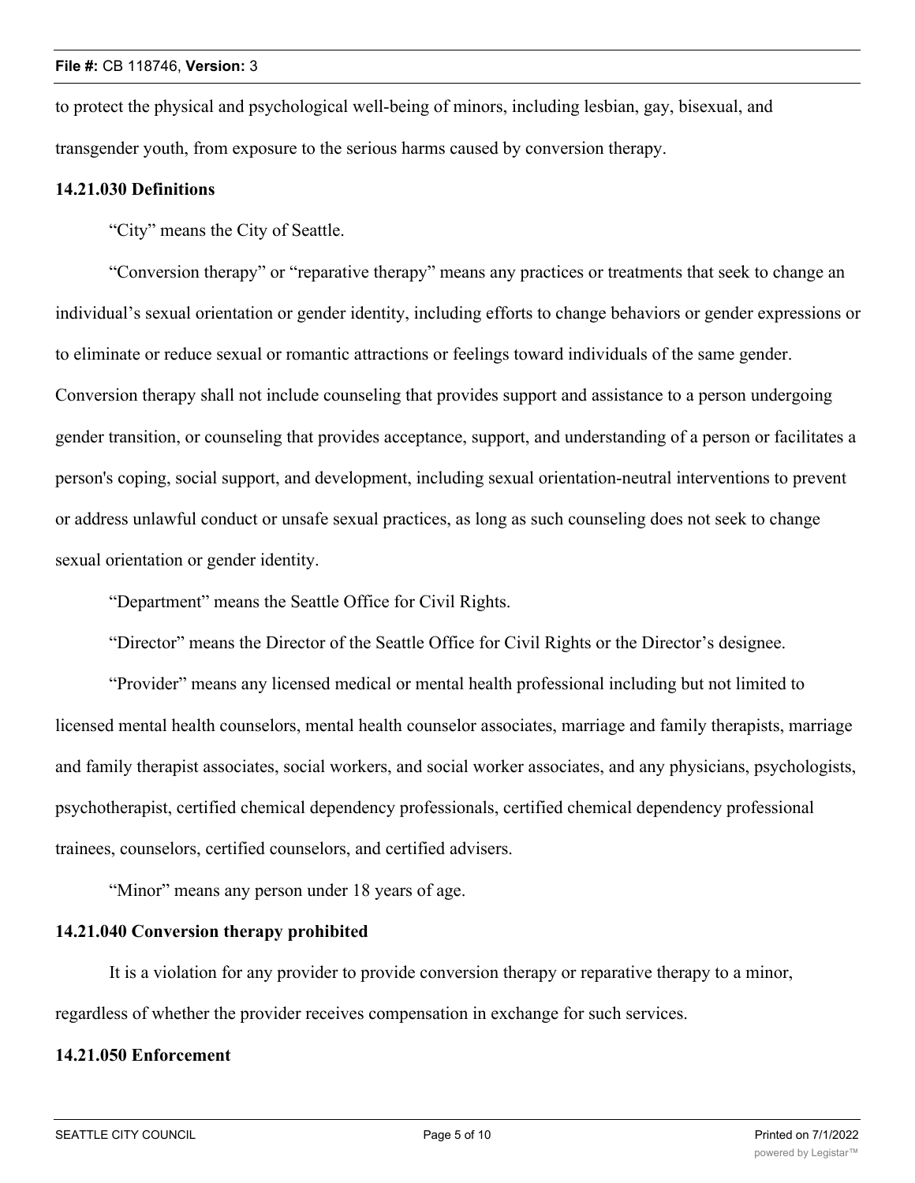to protect the physical and psychological well-being of minors, including lesbian, gay, bisexual, and transgender youth, from exposure to the serious harms caused by conversion therapy.

**14.21.030 Definitions**

"City" means the City of Seattle.

"Conversion therapy" or "reparative therapy" means any practices or treatments that seek to change an individual's sexual orientation or gender identity, including efforts to change behaviors or gender expressions or to eliminate or reduce sexual or romantic attractions or feelings toward individuals of the same gender. Conversion therapy shall not include counseling that provides support and assistance to a person undergoing gender transition, or counseling that provides acceptance, support, and understanding of a person or facilitates a person's coping, social support, and development, including sexual orientation-neutral interventions to prevent or address unlawful conduct or unsafe sexual practices, as long as such counseling does not seek to change sexual orientation or gender identity.

"Department" means the Seattle Office for Civil Rights.

"Director" means the Director of the Seattle Office for Civil Rights or the Director's designee.

"Provider" means any licensed medical or mental health professional including but not limited to licensed mental health counselors, mental health counselor associates, marriage and family therapists, marriage and family therapist associates, social workers, and social worker associates, and any physicians, psychologists, psychotherapist, certified chemical dependency professionals, certified chemical dependency professional trainees, counselors, certified counselors, and certified advisers.

"Minor" means any person under 18 years of age.

**14.21.040 Conversion therapy prohibited**

It is a violation for any provider to provide conversion therapy or reparative therapy to a minor, regardless of whether the provider receives compensation in exchange for such services.

**14.21.050 Enforcement**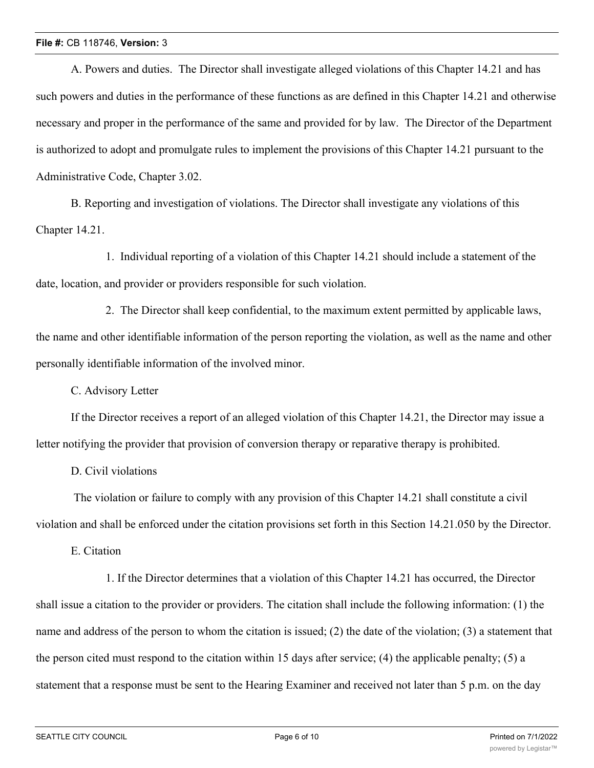A. Powers and duties. The Director shall investigate alleged violations of this Chapter 14.21 and has such powers and duties in the performance of these functions as are defined in this Chapter 14.21 and otherwise necessary and proper in the performance of the same and provided for by law. The Director of the Department is authorized to adopt and promulgate rules to implement the provisions of this Chapter 14.21 pursuant to the Administrative Code, Chapter 3.02.

B. Reporting and investigation of violations. The Director shall investigate any violations of this Chapter 14.21.

1. Individual reporting of a violation of this Chapter 14.21 should include a statement of the date, location, and provider or providers responsible for such violation.

2. The Director shall keep confidential, to the maximum extent permitted by applicable laws, the name and other identifiable information of the person reporting the violation, as well as the name and other personally identifiable information of the involved minor.

C. Advisory Letter

If the Director receives a report of an alleged violation of this Chapter 14.21, the Director may issue a letter notifying the provider that provision of conversion therapy or reparative therapy is prohibited.

D. Civil violations

The violation or failure to comply with any provision of this Chapter 14.21 shall constitute a civil violation and shall be enforced under the citation provisions set forth in this Section 14.21.050 by the Director.

E. Citation

1. If the Director determines that a violation of this Chapter 14.21 has occurred, the Director shall issue a citation to the provider or providers. The citation shall include the following information: (1) the name and address of the person to whom the citation is issued; (2) the date of the violation; (3) a statement that the person cited must respond to the citation within 15 days after service; (4) the applicable penalty; (5) a statement that a response must be sent to the Hearing Examiner and received not later than 5 p.m. on the day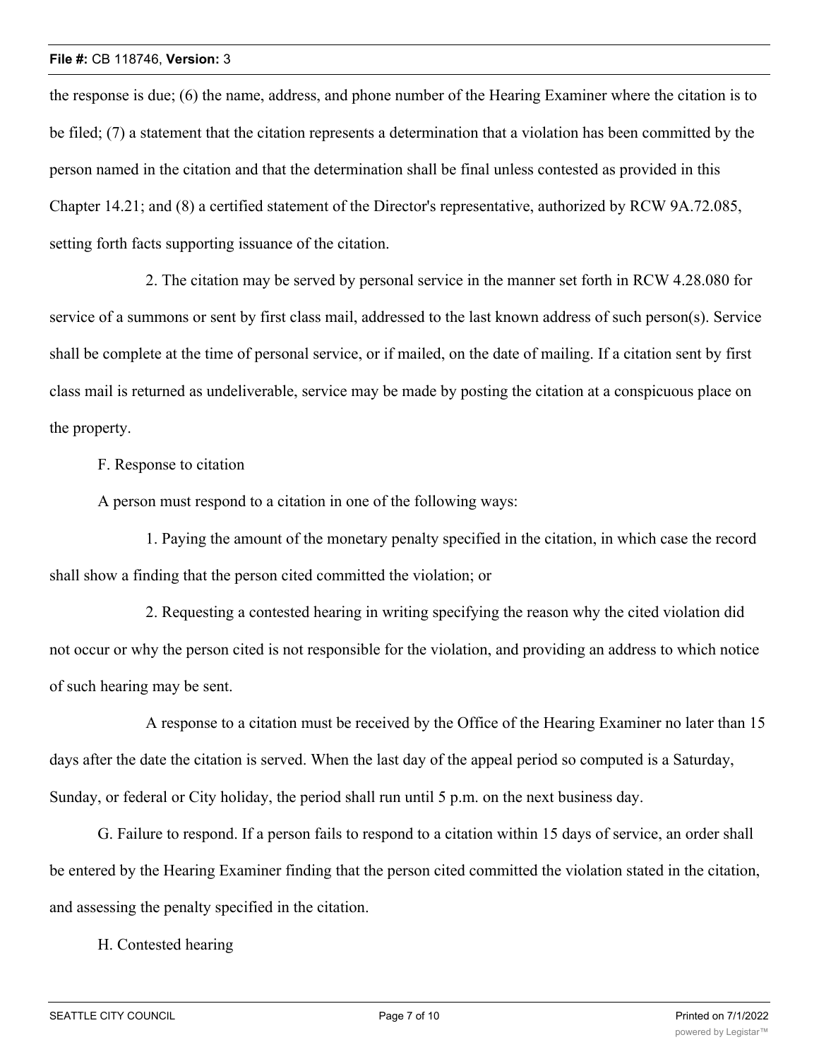the response is due; (6) the name, address, and phone number of the Hearing Examiner where the citation is to be filed; (7) a statement that the citation represents a determination that a violation has been committed by the person named in the citation and that the determination shall be final unless contested as provided in this Chapter 14.21; and (8) a certified statement of the Director's representative, authorized by RCW 9A.72.085, setting forth facts supporting issuance of the citation.

2. The citation may be served by personal service in the manner set forth in RCW 4.28.080 for service of a summons or sent by first class mail, addressed to the last known address of such person(s). Service shall be complete at the time of personal service, or if mailed, on the date of mailing. If a citation sent by first class mail is returned as undeliverable, service may be made by posting the citation at a conspicuous place on the property.

F. Response to citation

A person must respond to a citation in one of the following ways:

1. Paying the amount of the monetary penalty specified in the citation, in which case the record shall show a finding that the person cited committed the violation; or

2. Requesting a contested hearing in writing specifying the reason why the cited violation did not occur or why the person cited is not responsible for the violation, and providing an address to which notice of such hearing may be sent.

A response to a citation must be received by the Office of the Hearing Examiner no later than 15 days after the date the citation is served. When the last day of the appeal period so computed is a Saturday, Sunday, or federal or City holiday, the period shall run until 5 p.m. on the next business day.

G. Failure to respond. If a person fails to respond to a citation within 15 days of service, an order shall be entered by the Hearing Examiner finding that the person cited committed the violation stated in the citation, and assessing the penalty specified in the citation.

H. Contested hearing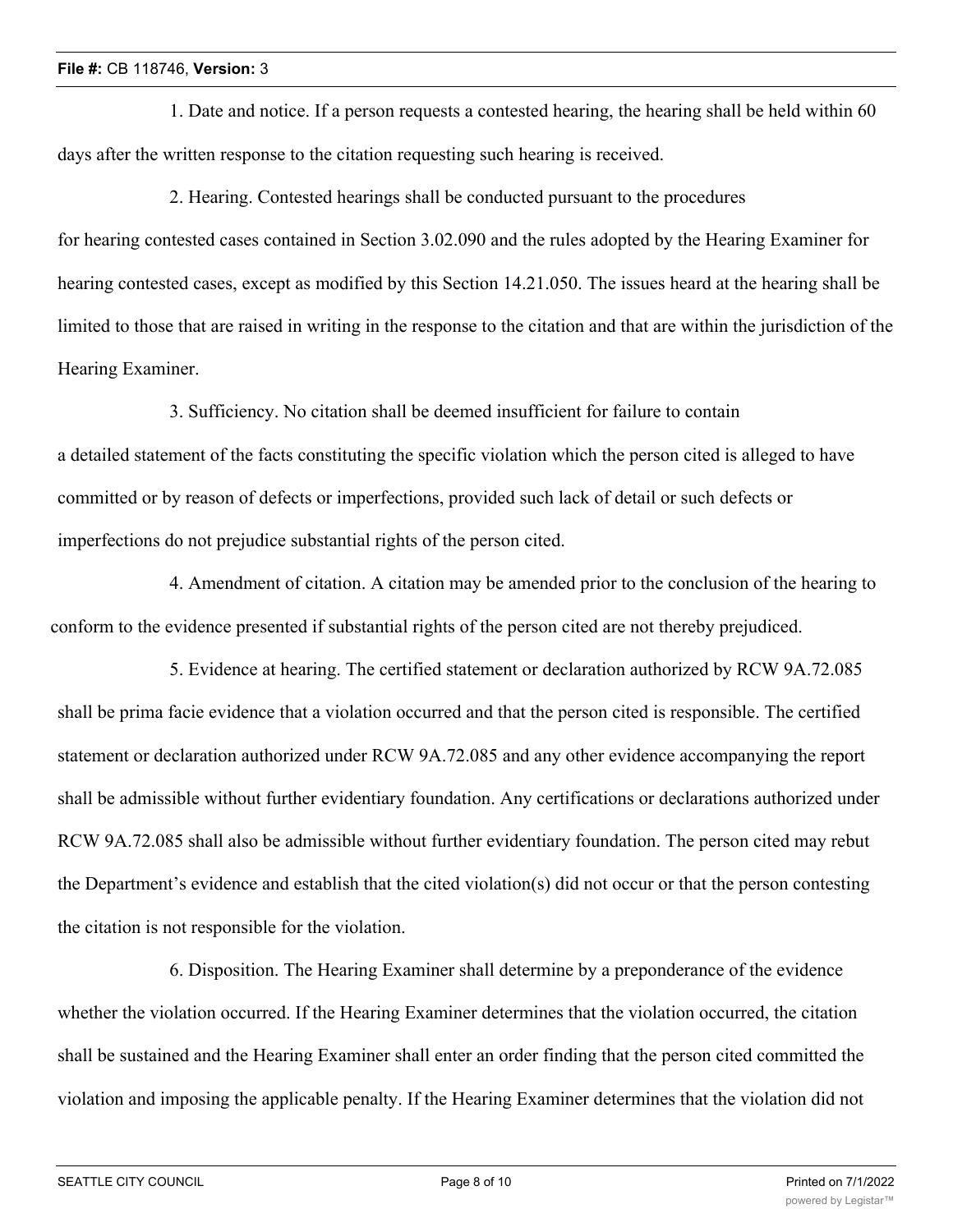1. Date and notice. If a person requests a contested hearing, the hearing shall be held within 60 days after the written response to the citation requesting such hearing is received.

2. Hearing. Contested hearings shall be conducted pursuant to the procedures for hearing contested cases contained in Section 3.02.090 and the rules adopted by the Hearing Examiner for hearing contested cases, except as modified by this Section 14.21.050. The issues heard at the hearing shall be limited to those that are raised in writing in the response to the citation and that are within the jurisdiction of the Hearing Examiner.

3. Sufficiency. No citation shall be deemed insufficient for failure to contain a detailed statement of the facts constituting the specific violation which the person cited is alleged to have committed or by reason of defects or imperfections, provided such lack of detail or such defects or imperfections do not prejudice substantial rights of the person cited.

4. Amendment of citation. A citation may be amended prior to the conclusion of the hearing to conform to the evidence presented if substantial rights of the person cited are not thereby prejudiced.

5. Evidence at hearing. The certified statement or declaration authorized by RCW 9A.72.085 shall be prima facie evidence that a violation occurred and that the person cited is responsible. The certified statement or declaration authorized under RCW 9A.72.085 and any other evidence accompanying the report shall be admissible without further evidentiary foundation. Any certifications or declarations authorized under RCW 9A.72.085 shall also be admissible without further evidentiary foundation. The person cited may rebut the Department's evidence and establish that the cited violation(s) did not occur or that the person contesting the citation is not responsible for the violation.

6. Disposition. The Hearing Examiner shall determine by a preponderance of the evidence whether the violation occurred. If the Hearing Examiner determines that the violation occurred, the citation shall be sustained and the Hearing Examiner shall enter an order finding that the person cited committed the violation and imposing the applicable penalty. If the Hearing Examiner determines that the violation did not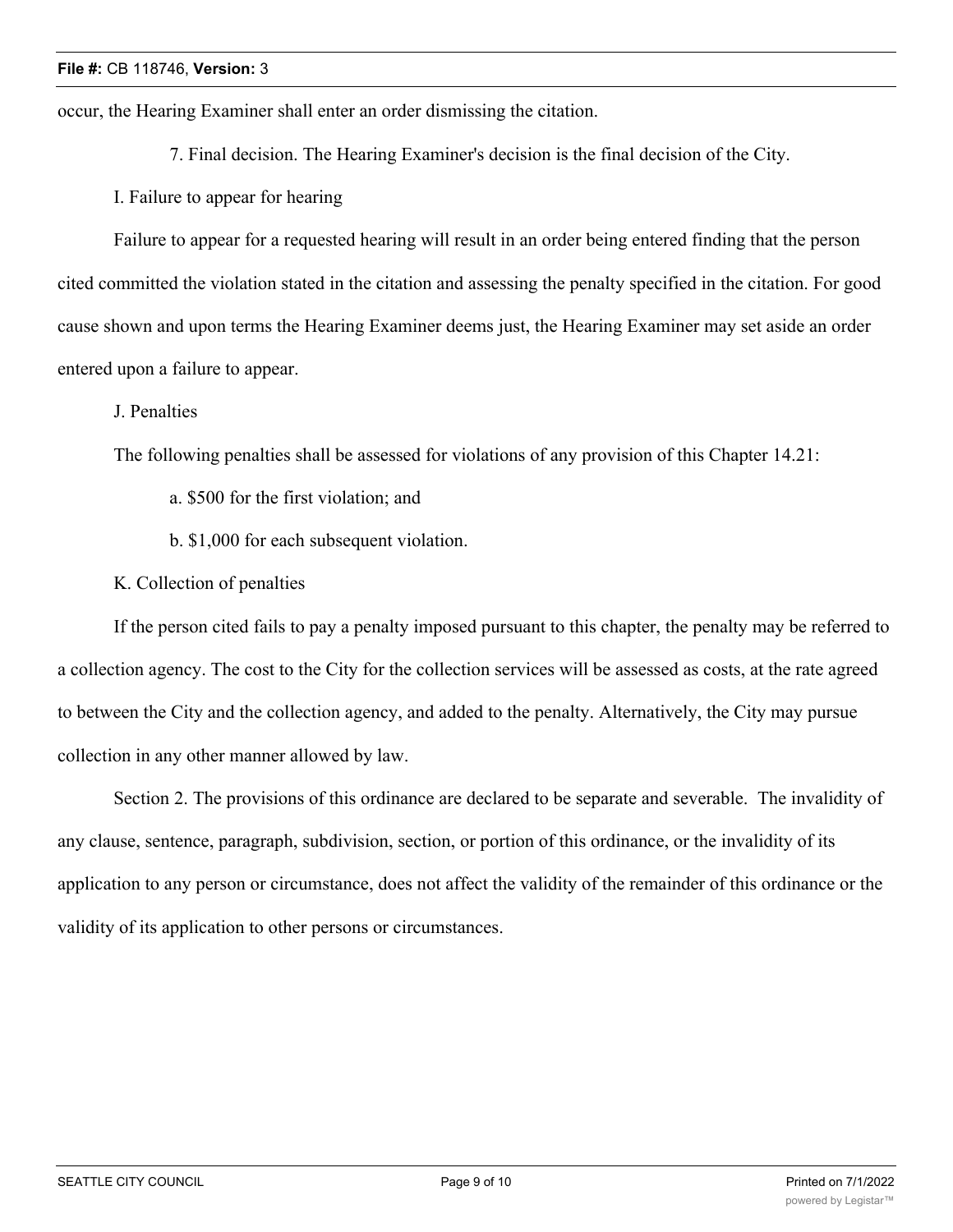occur, the Hearing Examiner shall enter an order dismissing the citation.

7. Final decision. The Hearing Examiner's decision is the final decision of the City.

I. Failure to appear for hearing

Failure to appear for a requested hearing will result in an order being entered finding that the person cited committed the violation stated in the citation and assessing the penalty specified in the citation. For good cause shown and upon terms the Hearing Examiner deems just, the Hearing Examiner may set aside an order entered upon a failure to appear.

J. Penalties

The following penalties shall be assessed for violations of any provision of this Chapter 14.21:

a. $500 for the first violation; and

b. $1,000 for each subsequent violation.

K. Collection of penalties

If the person cited fails to pay a penalty imposed pursuant to this chapter, the penalty may be referred to a collection agency. The cost to the City for the collection services will be assessed as costs, at the rate agreed to between the City and the collection agency, and added to the penalty. Alternatively, the City may pursue collection in any other manner allowed by law.

Section 2. The provisions of this ordinance are declared to be separate and severable. The invalidity of any clause, sentence, paragraph, subdivision, section, or portion of this ordinance, or the invalidity of its application to any person or circumstance, does not affect the validity of the remainder of this ordinance or the validity of its application to other persons or circumstances.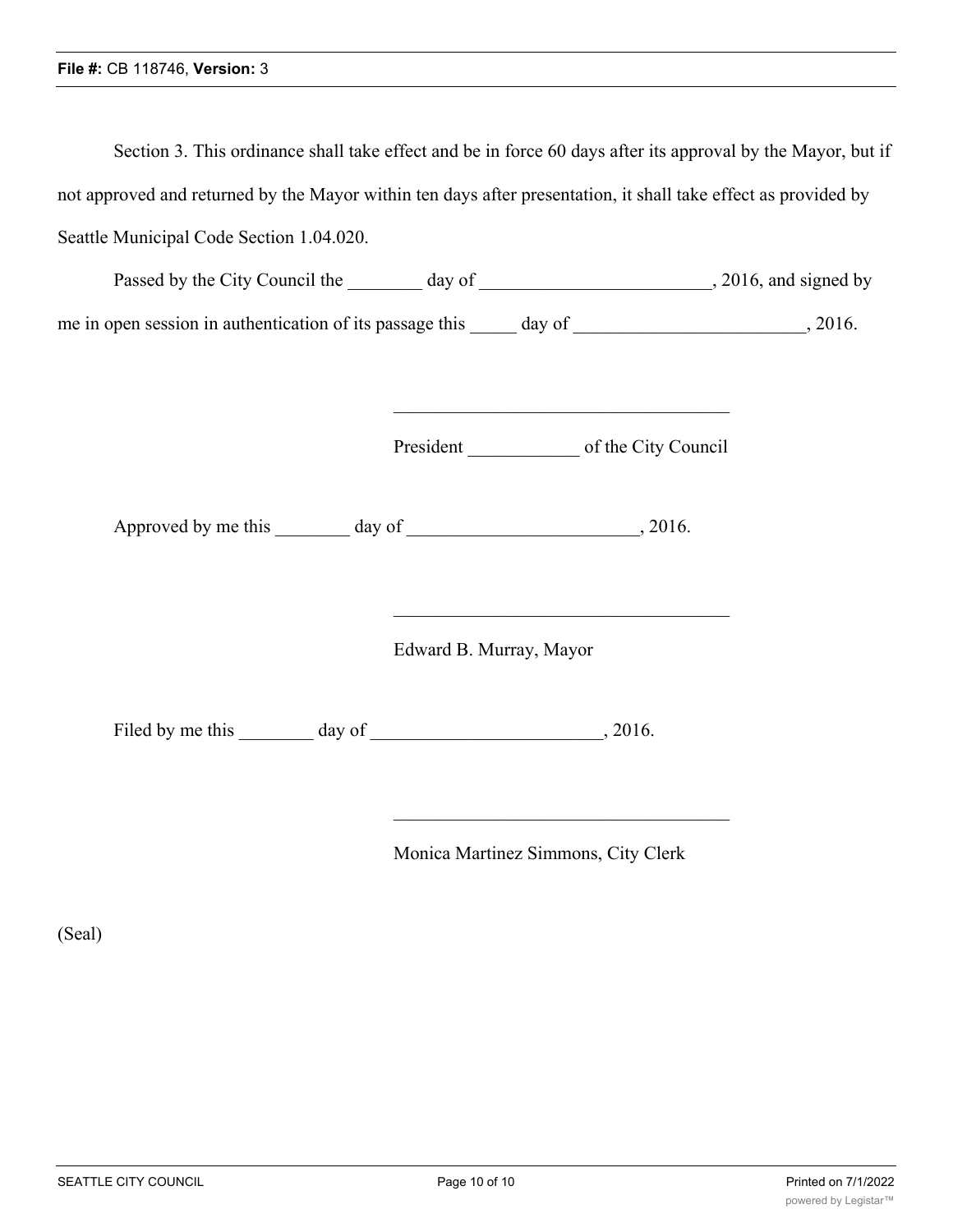Section 3. This ordinance shall take effect and be in force 60 days after its approval by the Mayor, but if not approved and returned by the Mayor within ten days after presentation, it shall take effect as provided by Seattle Municipal Code Section 1.04.020.

Passed by the City Council the ________ day of _________________________, 2016, and signed by me in open session in authentication of its passage this _____ day of _________________________, 2016.

____________________________________

President ____________ of the City Council

Approved by me this ________ day of _________________________, 2016.

____________________________________

Edward B. Murray, Mayor

Filed by me this ________ day of _________________________, 2016.

____________________________________

Monica Martinez Simmons, City Clerk

(Seal)